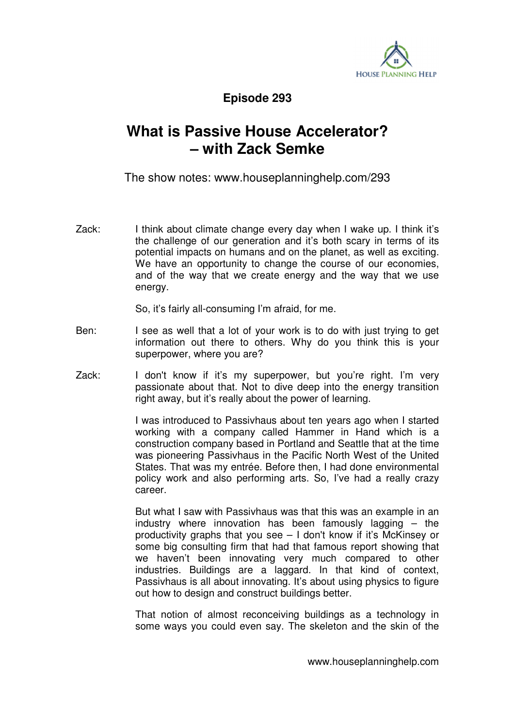**Episode 293**

# What is Passive House Accelerator? – with Zack Semke

The show notes: www.houseplanninghelp.com/293

Zack: I think about climate change every day when I wake up. I think it's the challenge of our generation and it's both scary in terms of its potential impacts on humans and on the planet, as well as exciting. We have an opportunity to change the course of our economies, and of the way that we create energy and the way that we use energy.

So, it's fairly all-consuming I'm afraid, for me.

Ben: I see as well that a lot of your work is to do with just trying to get information out there to others. Why do you think this is your superpower, where you are?

Zack: I don't know if it's my superpower, but you're right. I'm very passionate about that. Not to dive deep into the energy transition right away, but it's really about the power of learning.

I was introduced to Passivhaus about ten years ago when I started working with a company called Hammer in Hand which is a construction company based in Portland and Seattle that at the time was pioneering Passivhaus in the Pacific North West of the United States. That was my entrée. Before then, I had done environmental policy work and also performing arts. So, I've had a really crazy career.

But what I saw with Passivhaus was that this was an example in an industry where innovation has been famously lagging – the productivity graphs that you see – I don't know if it's McKinsey or some big consulting firm that had that famous report showing that we haven't been innovating very much compared to other industries. Buildings are a laggard. In that kind of context, Passivhaus is all about innovating. It's about using physics to figure out how to design and construct buildings better.

That notion of almost reconceiving buildings as a technology in some ways you could even say. The skeleton and the skin of the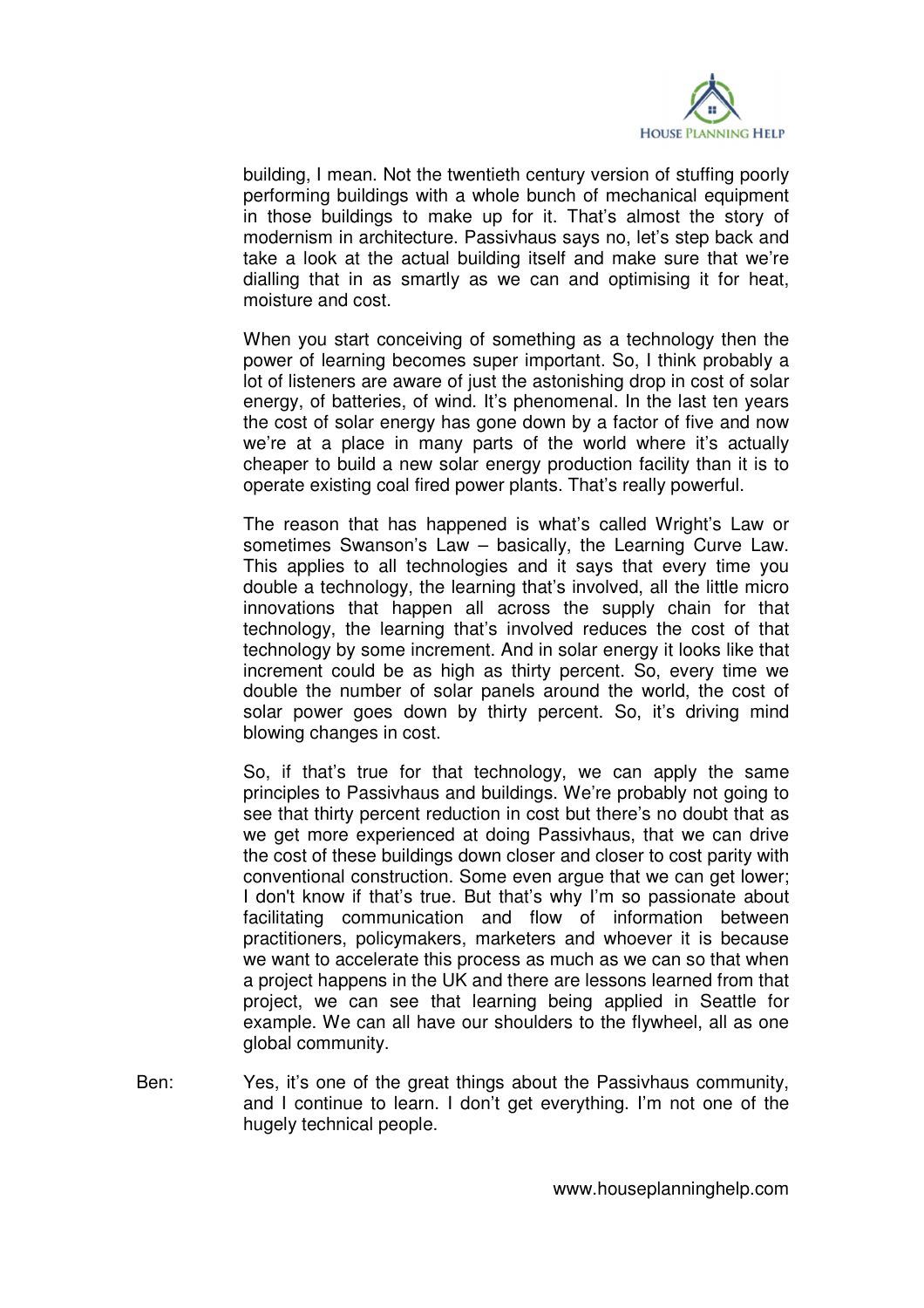building, I mean. Not the twentieth century version of stuffing poorly performing buildings with a whole bunch of mechanical equipment in those buildings to make up for it. That's almost the story of modernism in architecture. Passivhaus says no, let's step back and take a look at the actual building itself and make sure that we're dialling that in as smartly as we can and optimising it for heat, moisture and cost.

When you start conceiving of something as a technology then the power of learning becomes super important. So, I think probably a lot of listeners are aware of just the astonishing drop in cost of solar energy, of batteries, of wind. It's phenomenal. In the last ten years the cost of solar energy has gone down by a factor of five and now we're at a place in many parts of the world where it's actually cheaper to build a new solar energy production facility than it is to operate existing coal fired power plants. That's really powerful.

The reason that has happened is what's called Wright's Law or sometimes Swanson's Law – basically, the Learning Curve Law. This applies to all technologies and it says that every time you double a technology, the learning that's involved, all the little micro innovations that happen all across the supply chain for that technology, the learning that's involved reduces the cost of that technology by some increment. And in solar energy it looks like that increment could be as high as thirty percent. So, every time we double the number of solar panels around the world, the cost of solar power goes down by thirty percent. So, it's driving mind blowing changes in cost.

So, if that's true for that technology, we can apply the same principles to Passivhaus and buildings. We're probably not going to see that thirty percent reduction in cost but there's no doubt that as we get more experienced at doing Passivhaus, that we can drive the cost of these buildings down closer and closer to cost parity with conventional construction. Some even argue that we can get lower; I don't know if that's true. But that's why I'm so passionate about facilitating communication and flow of information between practitioners, policymakers, marketers and whoever it is because we want to accelerate this process as much as we can so that when a project happens in the UK and there are lessons learned from that project, we can see that learning being applied in Seattle for example. We can all have our shoulders to the flywheel, all as one global community.

Ben: Yes, it's one of the great things about the Passivhaus community, and I continue to learn. I don't get everything. I'm not one of the hugely technical people.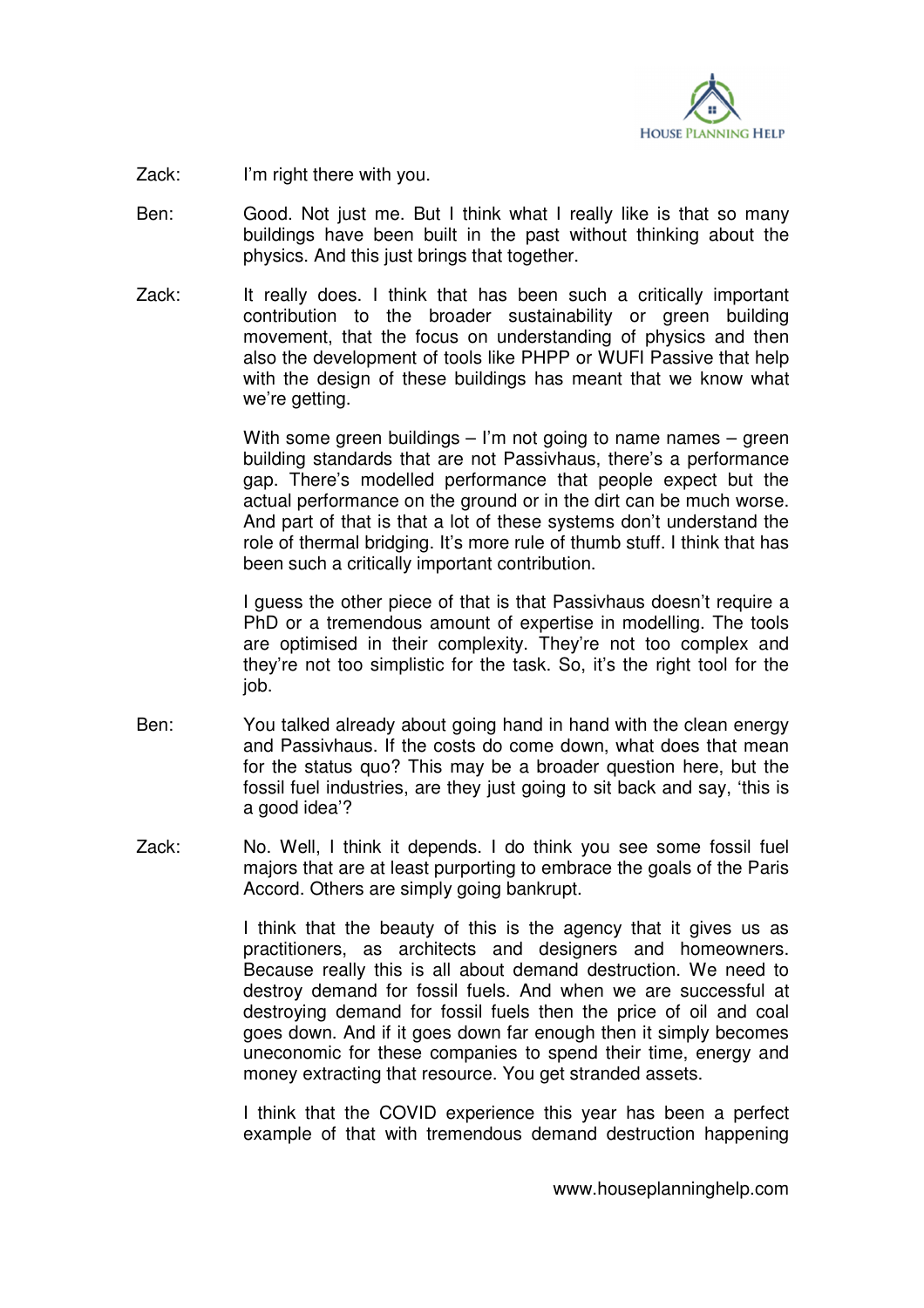Zack: I'm right there with you.

Ben: Good. Not just me. But I think what I really like is that so many buildings have been built in the past without thinking about the physics. And this just brings that together.

Zack: It really does. I think that has been such a critically important contribution to the broader sustainability or green building movement, that the focus on understanding of physics and then also the development of tools like PHPP or WUFI Passive that help with the design of these buildings has meant that we know what we're getting.

With some green buildings – I'm not going to name names – green building standards that are not Passivhaus, there's a performance gap. There's modelled performance that people expect but the actual performance on the ground or in the dirt can be much worse. And part of that is that a lot of these systems don't understand the role of thermal bridging. It's more rule of thumb stuff. I think that has been such a critically important contribution.

I guess the other piece of that is that Passivhaus doesn't require a PhD or a tremendous amount of expertise in modelling. The tools are optimised in their complexity. They're not too complex and they're not too simplistic for the task. So, it's the right tool for the job.

Ben: You talked already about going hand in hand with the clean energy and Passivhaus. If the costs do come down, what does that mean for the status quo? This may be a broader question here, but the fossil fuel industries, are they just going to sit back and say, 'this is a good idea'?

Zack: No. Well, I think it depends. I do think you see some fossil fuel majors that are at least purporting to embrace the goals of the Paris Accord. Others are simply going bankrupt.

I think that the beauty of this is the agency that it gives us as practitioners, as architects and designers and homeowners. Because really this is all about demand destruction. We need to destroy demand for fossil fuels. And when we are successful at destroying demand for fossil fuels then the price of oil and coal goes down. And if it goes down far enough then it simply becomes uneconomic for these companies to spend their time, energy and money extracting that resource. You get stranded assets.

I think that the COVID experience this year has been a perfect example of that with tremendous demand destruction happening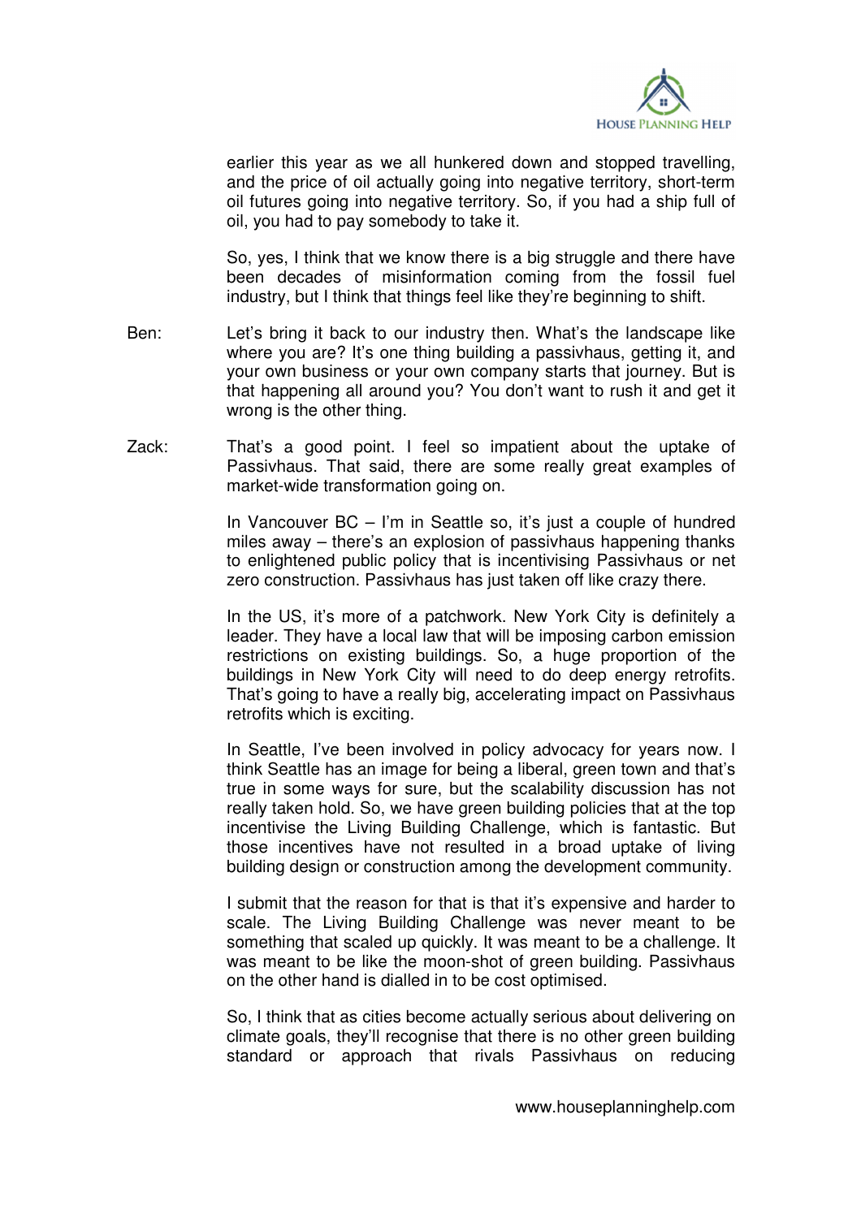earlier this year as we all hunkered down and stopped travelling, and the price of oil actually going into negative territory, short-term oil futures going into negative territory. So, if you had a ship full of oil, you had to pay somebody to take it.

So, yes, I think that we know there is a big struggle and there have been decades of misinformation coming from the fossil fuel industry, but I think that things feel like they're beginning to shift.

Ben: Let's bring it back to our industry then. What's the landscape like where you are? It's one thing building a passivhaus, getting it, and your own business or your own company starts that journey. But is that happening all around you? You don't want to rush it and get it wrong is the other thing.

Zack: That's a good point. I feel so impatient about the uptake of Passivhaus. That said, there are some really great examples of market-wide transformation going on.

In Vancouver BC – I'm in Seattle so, it's just a couple of hundred miles away – there's an explosion of passivhaus happening thanks to enlightened public policy that is incentivising Passivhaus or net zero construction. Passivhaus has just taken off like crazy there.

In the US, it's more of a patchwork. New York City is definitely a leader. They have a local law that will be imposing carbon emission restrictions on existing buildings. So, a huge proportion of the buildings in New York City will need to do deep energy retrofits. That's going to have a really big, accelerating impact on Passivhaus retrofits which is exciting.

In Seattle, I've been involved in policy advocacy for years now. I think Seattle has an image for being a liberal, green town and that's true in some ways for sure, but the scalability discussion has not really taken hold. So, we have green building policies that at the top incentivise the Living Building Challenge, which is fantastic. But those incentives have not resulted in a broad uptake of living building design or construction among the development community.

I submit that the reason for that is that it's expensive and harder to scale. The Living Building Challenge was never meant to be something that scaled up quickly. It was meant to be a challenge. It was meant to be like the moon-shot of green building. Passivhaus on the other hand is dialled in to be cost optimised.

So, I think that as cities become actually serious about delivering on climate goals, they'll recognise that there is no other green building standard or approach that rivals Passivhaus on reducing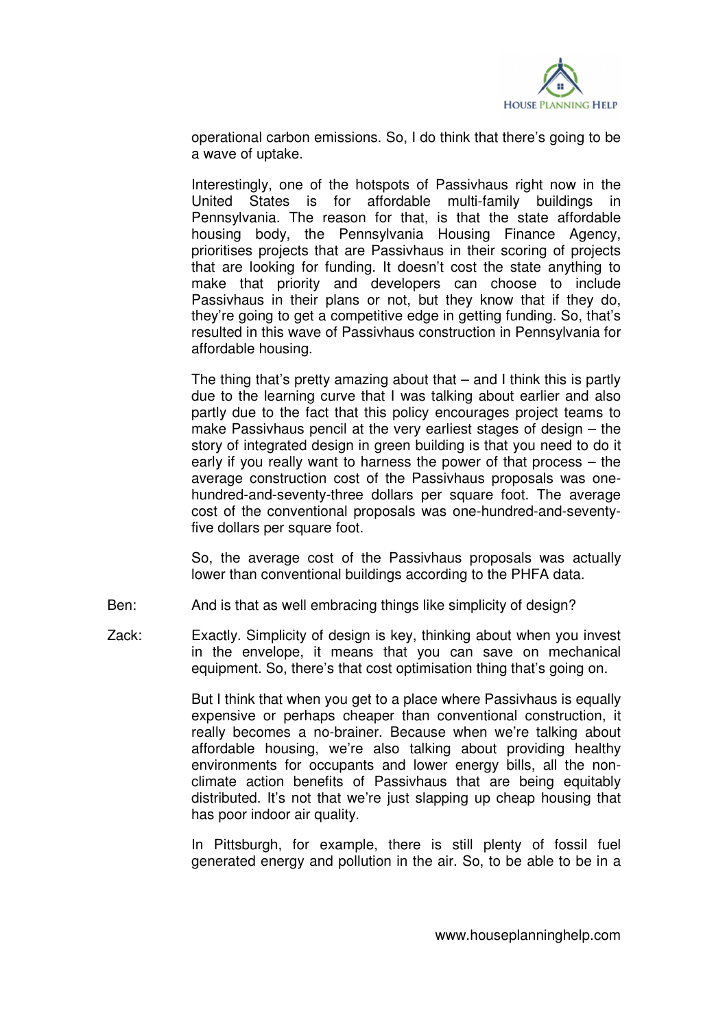operational carbon emissions. So, I do think that there's going to be a wave of uptake.

Interestingly, one of the hotspots of Passivhaus right now in the United States is for affordable multi-family buildings in Pennsylvania. The reason for that, is that the state affordable housing body, the Pennsylvania Housing Finance Agency, prioritises projects that are Passivhaus in their scoring of projects that are looking for funding. It doesn't cost the state anything to make that priority and developers can choose to include Passivhaus in their plans or not, but they know that if they do, they're going to get a competitive edge in getting funding. So, that's resulted in this wave of Passivhaus construction in Pennsylvania for affordable housing.

The thing that's pretty amazing about that – and I think this is partly due to the learning curve that I was talking about earlier and also partly due to the fact that this policy encourages project teams to make Passivhaus pencil at the very earliest stages of design – the story of integrated design in green building is that you need to do it early if you really want to harness the power of that process – the average construction cost of the Passivhaus proposals was one-hundred-and-seventy-three dollars per square foot. The average cost of the conventional proposals was one-hundred-and-seventy-five dollars per square foot.

So, the average cost of the Passivhaus proposals was actually lower than conventional buildings according to the PHFA data.

Ben: And is that as well embracing things like simplicity of design?

Zack: Exactly. Simplicity of design is key, thinking about when you invest in the envelope, it means that you can save on mechanical equipment. So, there's that cost optimisation thing that's going on.

But I think that when you get to a place where Passivhaus is equally expensive or perhaps cheaper than conventional construction, it really becomes a no-brainer. Because when we're talking about affordable housing, we're also talking about providing healthy environments for occupants and lower energy bills, all the non-climate action benefits of Passivhaus that are being equitably distributed. It's not that we're just slapping up cheap housing that has poor indoor air quality.

In Pittsburgh, for example, there is still plenty of fossil fuel generated energy and pollution in the air. So, to be able to be in a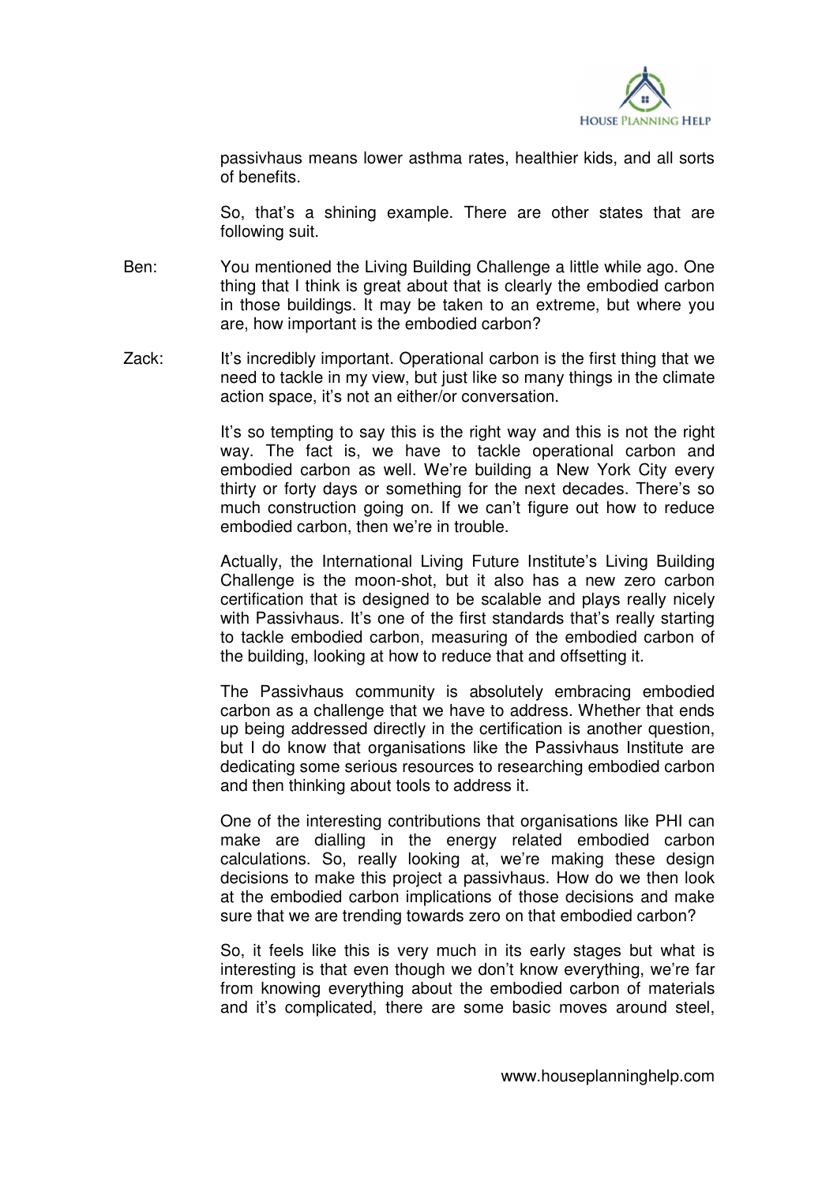passivhaus means lower asthma rates, healthier kids, and all sorts of benefits.

So, that's a shining example. There are other states that are following suit.

**Ben:** You mentioned the Living Building Challenge a little while ago. One thing that I think is great about that is clearly the embodied carbon in those buildings. It may be taken to an extreme, but where you are, how important is the embodied carbon?

**Zack:** It's incredibly important. Operational carbon is the first thing that we need to tackle in my view, but just like so many things in the climate action space, it's not an either/or conversation.

It's so tempting to say this is the right way and this is not the right way. The fact is, we have to tackle operational carbon and embodied carbon as well. We're building a New York City every thirty or forty days or something for the next decades. There's so much construction going on. If we can't figure out how to reduce embodied carbon, then we're in trouble.

Actually, the International Living Future Institute's Living Building Challenge is the moon-shot, but it also has a new zero carbon certification that is designed to be scalable and plays really nicely with Passivhaus. It's one of the first standards that's really starting to tackle embodied carbon, measuring of the embodied carbon of the building, looking at how to reduce that and offsetting it.

The Passivhaus community is absolutely embracing embodied carbon as a challenge that we have to address. Whether that ends up being addressed directly in the certification is another question, but I do know that organisations like the Passivhaus Institute are dedicating some serious resources to researching embodied carbon and then thinking about tools to address it.

One of the interesting contributions that organisations like PHI can make are dialling in the energy related embodied carbon calculations. So, really looking at, we're making these design decisions to make this project a passivhaus. How do we then look at the embodied carbon implications of those decisions and make sure that we are trending towards zero on that embodied carbon?

So, it feels like this is very much in its early stages but what is interesting is that even though we don't know everything, we're far from knowing everything about the embodied carbon of materials and it's complicated, there are some basic moves around steel,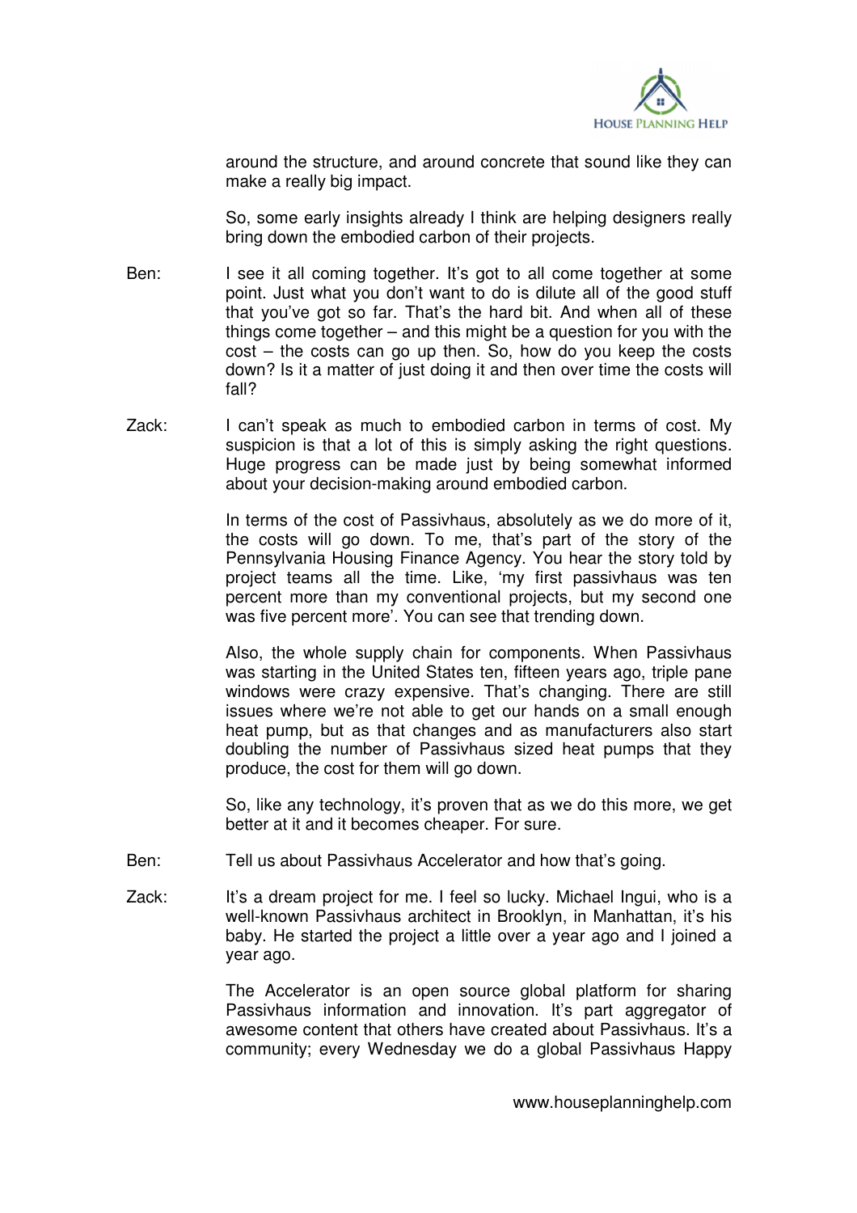around the structure, and around concrete that sound like they can make a really big impact.

So, some early insights already I think are helping designers really bring down the embodied carbon of their projects.

Ben: I see it all coming together. It's got to all come together at some point. Just what you don't want to do is dilute all of the good stuff that you've got so far. That's the hard bit. And when all of these things come together – and this might be a question for you with the cost – the costs can go up then. So, how do you keep the costs down? Is it a matter of just doing it and then over time the costs will fall?

Zack: I can't speak as much to embodied carbon in terms of cost. My suspicion is that a lot of this is simply asking the right questions. Huge progress can be made just by being somewhat informed about your decision-making around embodied carbon.

In terms of the cost of Passivhaus, absolutely as we do more of it, the costs will go down. To me, that's part of the story of the Pennsylvania Housing Finance Agency. You hear the story told by project teams all the time. Like, 'my first passivhaus was ten percent more than my conventional projects, but my second one was five percent more'. You can see that trending down.

Also, the whole supply chain for components. When Passivhaus was starting in the United States ten, fifteen years ago, triple pane windows were crazy expensive. That's changing. There are still issues where we're not able to get our hands on a small enough heat pump, but as that changes and as manufacturers also start doubling the number of Passivhaus sized heat pumps that they produce, the cost for them will go down.

So, like any technology, it's proven that as we do this more, we get better at it and it becomes cheaper. For sure.

Ben: Tell us about Passivhaus Accelerator and how that's going.

Zack: It's a dream project for me. I feel so lucky. Michael Ingui, who is a well-known Passivhaus architect in Brooklyn, in Manhattan, it's his baby. He started the project a little over a year ago and I joined a year ago.

The Accelerator is an open source global platform for sharing Passivhaus information and innovation. It's part aggregator of awesome content that others have created about Passivhaus. It's a community; every Wednesday we do a global Passivhaus Happy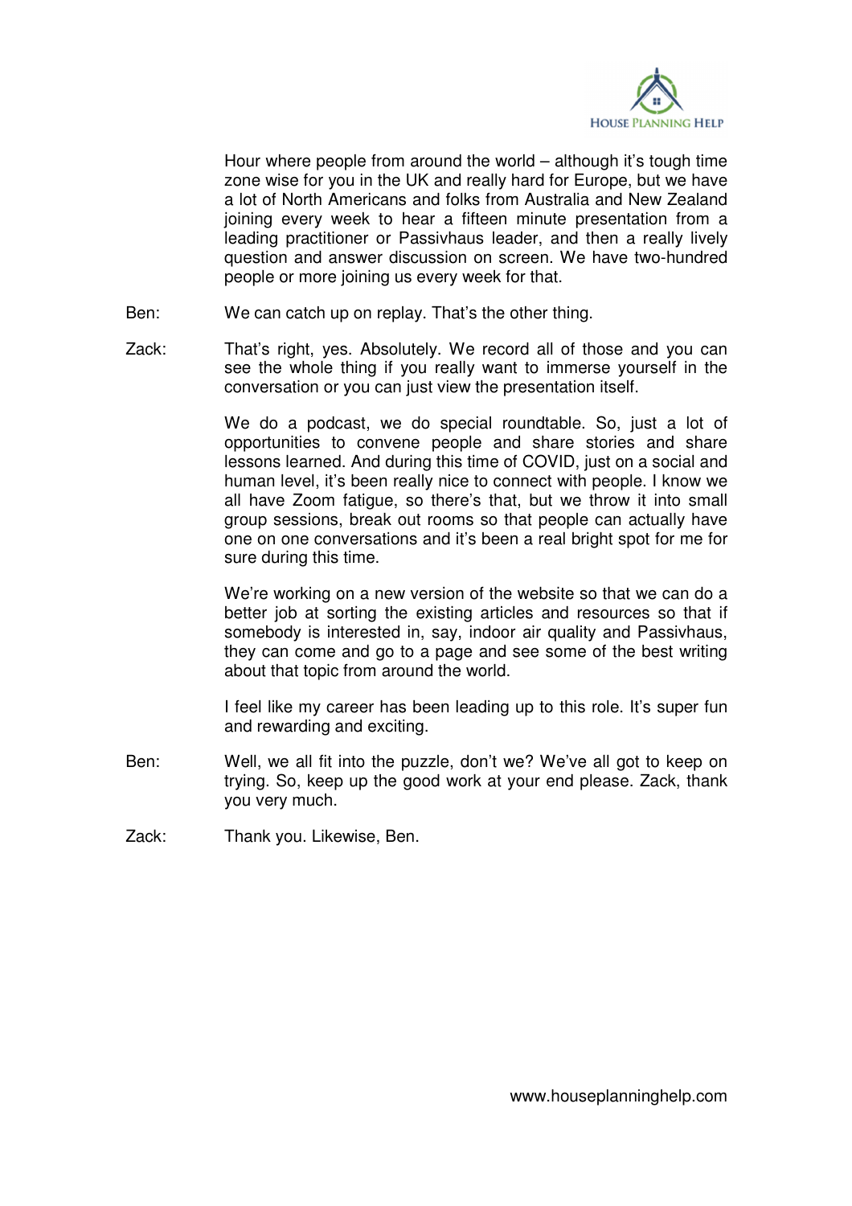Hour where people from around the world – although it's tough time zone wise for you in the UK and really hard for Europe, but we have a lot of North Americans and folks from Australia and New Zealand joining every week to hear a fifteen minute presentation from a leading practitioner or Passivhaus leader, and then a really lively question and answer discussion on screen. We have two-hundred people or more joining us every week for that.

Ben: We can catch up on replay. That's the other thing.

Zack: That's right, yes. Absolutely. We record all of those and you can see the whole thing if you really want to immerse yourself in the conversation or you can just view the presentation itself.

We do a podcast, we do special roundtable. So, just a lot of opportunities to convene people and share stories and share lessons learned. And during this time of COVID, just on a social and human level, it's been really nice to connect with people. I know we all have Zoom fatigue, so there's that, but we throw it into small group sessions, break out rooms so that people can actually have one on one conversations and it's been a real bright spot for me for sure during this time.

We're working on a new version of the website so that we can do a better job at sorting the existing articles and resources so that if somebody is interested in, say, indoor air quality and Passivhaus, they can come and go to a page and see some of the best writing about that topic from around the world.

I feel like my career has been leading up to this role. It's super fun and rewarding and exciting.

Ben: Well, we all fit into the puzzle, don't we? We've all got to keep on trying. So, keep up the good work at your end please. Zack, thank you very much.

Zack: Thank you. Likewise, Ben.